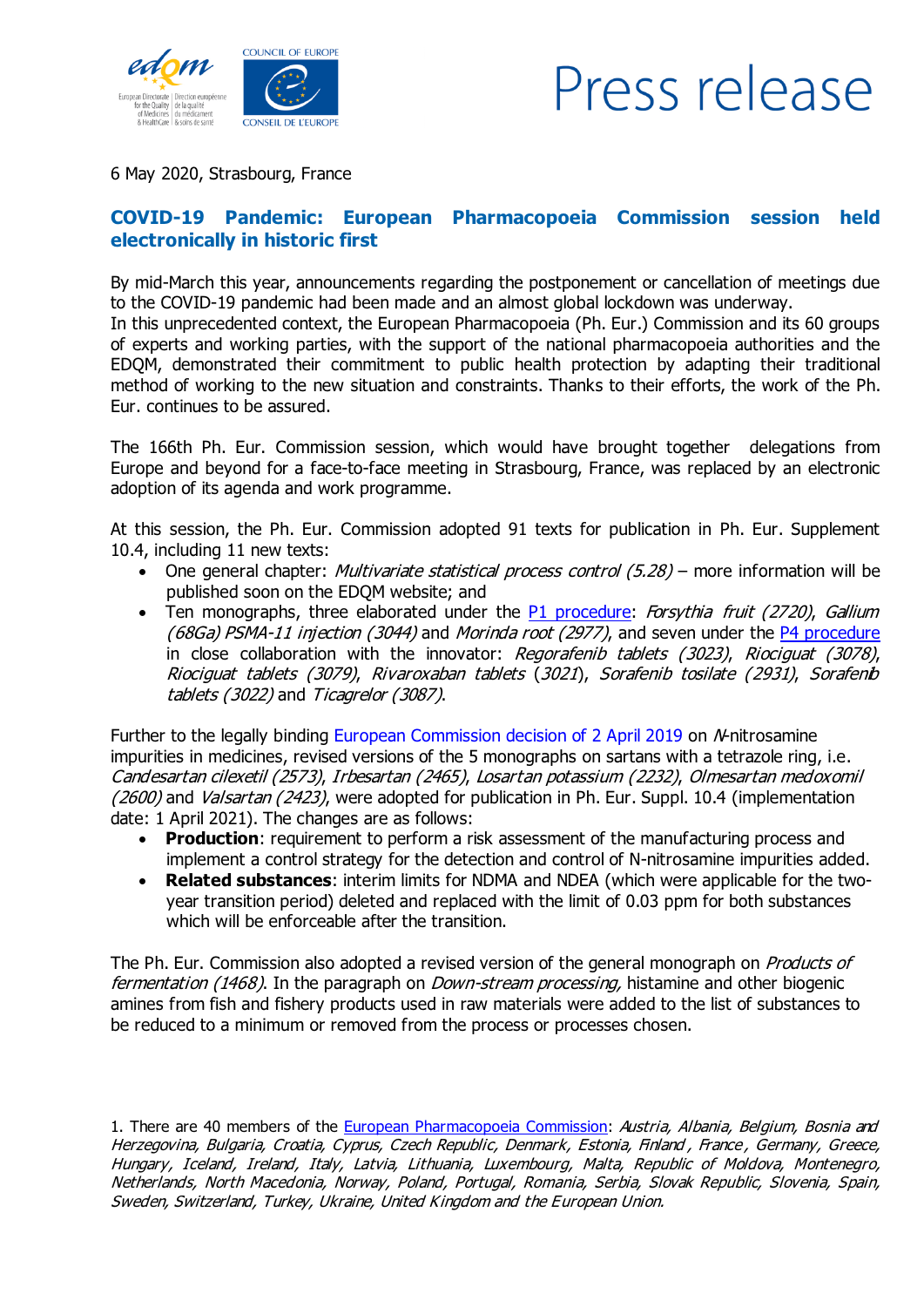Press release

6 May 2020, Strasbourg, France

## COVID-19 Pandemic: European Pharmacopoeia Commission session held electronically in historic first

By mid-March this year, announcements regarding the postponement or cancellation of meetings due to the COVID-19 pandemic had been made and an almost global lockdown was underway.
In this unprecedented context, the European Pharmacopoeia (Ph. Eur.) Commission and its 60 groups of experts and working parties, with the support of the national pharmacopoeia authorities and the EDQM, demonstrated their commitment to public health protection by adapting their traditional method of working to the new situation and constraints. Thanks to their efforts, the work of the Ph. Eur. continues to be assured.

The 166th Ph. Eur. Commission session, which would have brought together delegations from Europe and beyond for a face-to-face meeting in Strasbourg, France, was replaced by an electronic adoption of its agenda and work programme.

At this session, the Ph. Eur. Commission adopted 91 texts for publication in Ph. Eur. Supplement 10.4, including 11 new texts:

- One general chapter: *Multivariate statistical process control (5.28)* – more information will be published soon on the EDQM website; and
- Ten monographs, three elaborated under the P1 procedure: *Forsythia fruit (2720)*, *Gallium (68Ga) PSMA-11 injection (3044)* and *Morinda root (2977)*, and seven under the P4 procedure in close collaboration with the innovator: *Regorafenib tablets (3023)*, *Riociguat (3078)*, *Riociguat tablets (3079)*, *Rivaroxaban tablets* (*3021*), *Sorafenib tosilate (2931)*, *Sorafenib tablets (3022)* and *Ticagrelor (3087)*.

Further to the legally binding European Commission decision of 2 April 2019 on *N*-nitrosamine impurities in medicines, revised versions of the 5 monographs on sartans with a tetrazole ring, i.e. *Candesartan cilexetil (2573)*, *Irbesartan (2465)*, *Losartan potassium (2232)*, *Olmesartan medoxomil (2600)* and *Valsartan (2423)*, were adopted for publication in Ph. Eur. Suppl. 10.4 (implementation date: 1 April 2021). The changes are as follows:

- **Production**: requirement to perform a risk assessment of the manufacturing process and implement a control strategy for the detection and control of N-nitrosamine impurities added.
- **Related substances**: interim limits for NDMA and NDEA (which were applicable for the two-year transition period) deleted and replaced with the limit of 0.03 ppm for both substances which will be enforceable after the transition.

The Ph. Eur. Commission also adopted a revised version of the general monograph on *Products of fermentation (1468)*. In the paragraph on *Down-stream processing,* histamine and other biogenic amines from fish and fishery products used in raw materials were added to the list of substances to be reduced to a minimum or removed from the process or processes chosen.

1. There are 40 members of the European Pharmacopoeia Commission: *Austria, Albania, Belgium, Bosnia and Herzegovina, Bulgaria, Croatia, Cyprus, Czech Republic, Denmark, Estonia, Finland, France, Germany, Greece, Hungary, Iceland, Ireland, Italy, Latvia, Lithuania, Luxembourg, Malta, Republic of Moldova, Montenegro, Netherlands, North Macedonia, Norway, Poland, Portugal, Romania, Serbia, Slovak Republic, Slovenia, Spain, Sweden, Switzerland, Turkey, Ukraine, United Kingdom and the European Union.*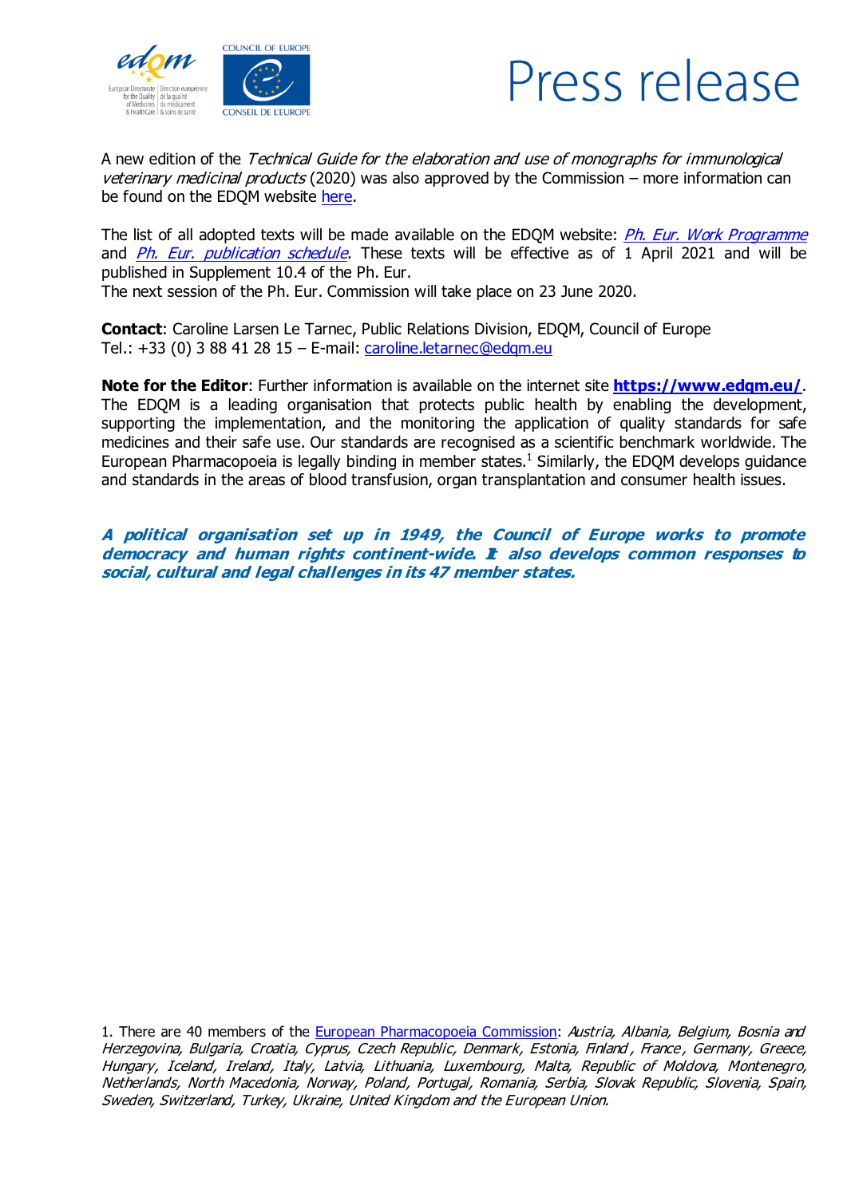A new edition of the *Technical Guide for the elaboration and use of monographs for immunological veterinary medicinal products* (2020) was also approved by the Commission – more information can be found on the EDQM website [here](#).

The list of all adopted texts will be made available on the EDQM website: [*Ph. Eur. Work Programme*](#) and [*Ph. Eur. publication schedule*](#). These texts will be effective as of 1 April 2021 and will be published in Supplement 10.4 of the Ph. Eur.
The next session of the Ph. Eur. Commission will take place on 23 June 2020.

**Contact**: Caroline Larsen Le Tarnec, Public Relations Division, EDQM, Council of Europe
Tel.: +33 (0) 3 88 41 28 15 – E-mail: caroline.letarnec@edqm.eu

**Note for the Editor**: Further information is available on the internet site **https://www.edqm.eu/**. The EDQM is a leading organisation that protects public health by enabling the development, supporting the implementation, and the monitoring the application of quality standards for safe medicines and their safe use. Our standards are recognised as a scientific benchmark worldwide. The European Pharmacopoeia is legally binding in member states.[1] Similarly, the EDQM develops guidance and standards in the areas of blood transfusion, organ transplantation and consumer health issues.

***A political organisation set up in 1949, the Council of Europe works to promote democracy and human rights continent-wide. It also develops common responses to social, cultural and legal challenges in its 47 member states.***

1. There are 40 members of the [European Pharmacopoeia Commission](#): *Austria, Albania, Belgium, Bosnia and Herzegovina, Bulgaria, Croatia, Cyprus, Czech Republic, Denmark, Estonia, Finland, France, Germany, Greece, Hungary, Iceland, Ireland, Italy, Latvia, Lithuania, Luxembourg, Malta, Republic of Moldova, Montenegro, Netherlands, North Macedonia, Norway, Poland, Portugal, Romania, Serbia, Slovak Republic, Slovenia, Spain, Sweden, Switzerland, Turkey, Ukraine, United Kingdom and the European Union.*